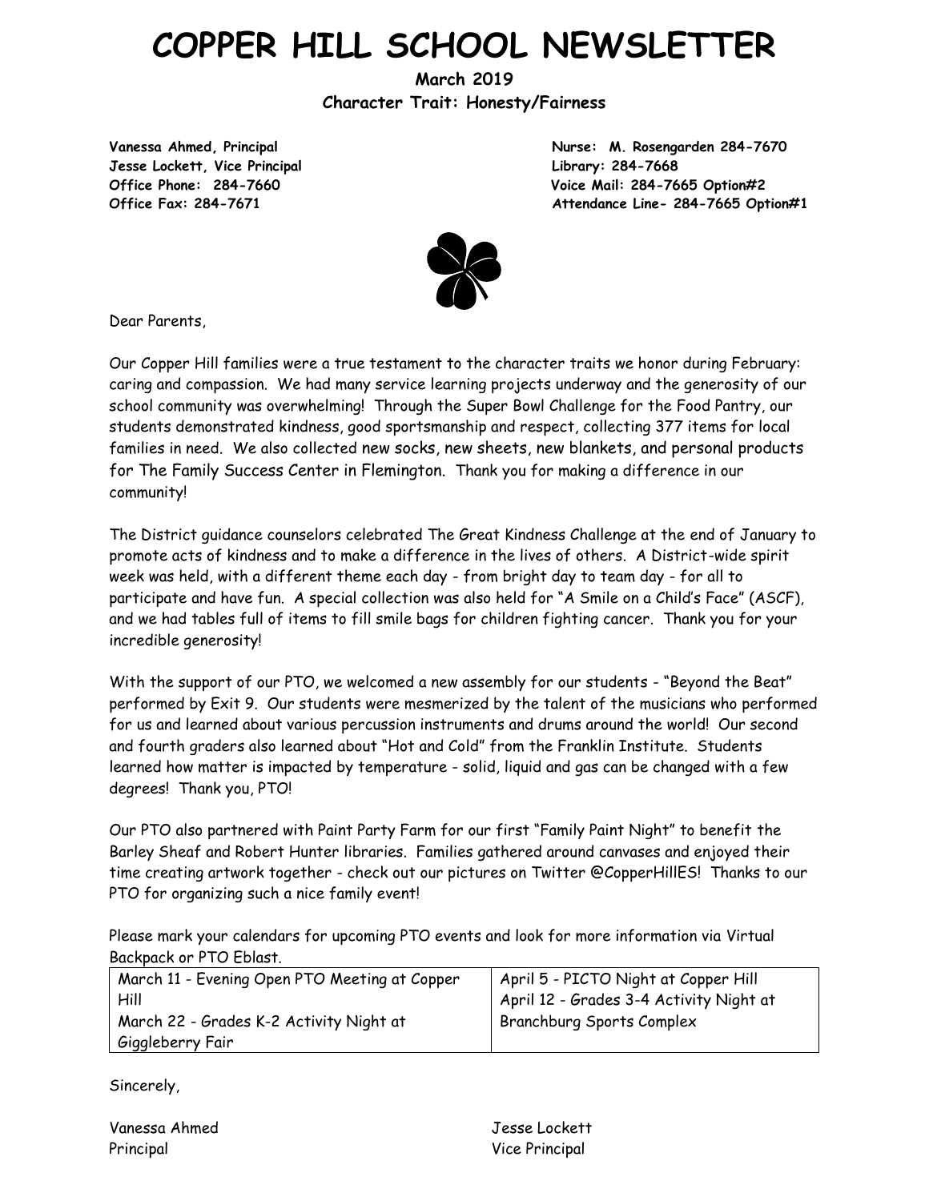# COPPER HILL SCHOOL NEWSLETTER

**March 2019**

**Character Trait: Honesty/Fairness**

**Vanessa Ahmed, Principal**
**Jesse Lockett, Vice Principal**
**Office Phone: 284-7660**
**Office Fax: 284-7671**

**Nurse: M. Rosengarden 284-7670**
**Library: 284-7668**
**Voice Mail: 284-7665 Option#2**
**Attendance Line- 284-7665 Option#1**

Dear Parents,

Our Copper Hill families were a true testament to the character traits we honor during February: caring and compassion. We had many service learning projects underway and the generosity of our school community was overwhelming! Through the Super Bowl Challenge for the Food Pantry, our students demonstrated kindness, good sportsmanship and respect, collecting 377 items for local families in need. We also collected new socks, new sheets, new blankets, and personal products for The Family Success Center in Flemington. Thank you for making a difference in our community!

The District guidance counselors celebrated The Great Kindness Challenge at the end of January to promote acts of kindness and to make a difference in the lives of others. A District-wide spirit week was held, with a different theme each day - from bright day to team day - for all to participate and have fun. A special collection was also held for "A Smile on a Child's Face" (ASCF), and we had tables full of items to fill smile bags for children fighting cancer. Thank you for your incredible generosity!

With the support of our PTO, we welcomed a new assembly for our students - "Beyond the Beat" performed by Exit 9. Our students were mesmerized by the talent of the musicians who performed for us and learned about various percussion instruments and drums around the world! Our second and fourth graders also learned about "Hot and Cold" from the Franklin Institute. Students learned how matter is impacted by temperature - solid, liquid and gas can be changed with a few degrees! Thank you, PTO!

Our PTO also partnered with Paint Party Farm for our first "Family Paint Night" to benefit the Barley Sheaf and Robert Hunter libraries. Families gathered around canvases and enjoyed their time creating artwork together - check out our pictures on Twitter @CopperHillES! Thanks to our PTO for organizing such a nice family event!

Please mark your calendars for upcoming PTO events and look for more information via Virtual Backpack or PTO Eblast.

| | |
|---|---|
| March 11 - Evening Open PTO Meeting at Copper Hill<br>March 22 - Grades K-2 Activity Night at Giggleberry Fair | April 5 - PICTO Night at Copper Hill<br>April 12 - Grades 3-4 Activity Night at Branchburg Sports Complex |

Sincerely,

Vanessa Ahmed
Principal

Jesse Lockett
Vice Principal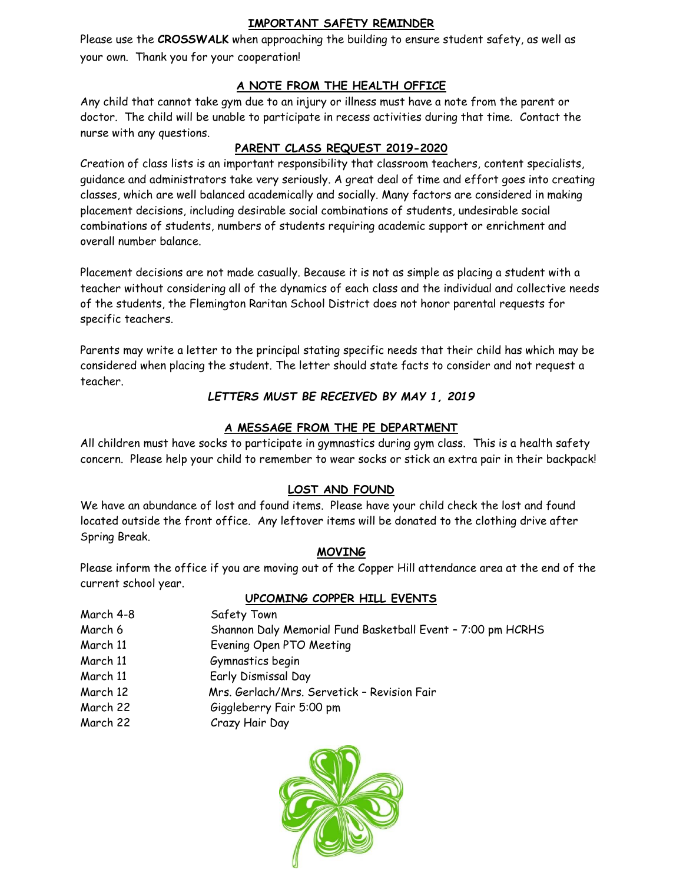## IMPORTANT SAFETY REMINDER

Please use the **CROSSWALK** when approaching the building to ensure student safety, as well as your own. Thank you for your cooperation!

## A NOTE FROM THE HEALTH OFFICE

Any child that cannot take gym due to an injury or illness must have a note from the parent or doctor. The child will be unable to participate in recess activities during that time. Contact the nurse with any questions.

## PARENT CLASS REQUEST 2019-2020

Creation of class lists is an important responsibility that classroom teachers, content specialists, guidance and administrators take very seriously. A great deal of time and effort goes into creating classes, which are well balanced academically and socially. Many factors are considered in making placement decisions, including desirable social combinations of students, undesirable social combinations of students, numbers of students requiring academic support or enrichment and overall number balance.

Placement decisions are not made casually. Because it is not as simple as placing a student with a teacher without considering all of the dynamics of each class and the individual and collective needs of the students, the Flemington Raritan School District does not honor parental requests for specific teachers.

Parents may write a letter to the principal stating specific needs that their child has which may be considered when placing the student. The letter should state facts to consider and not request a teacher.

***LETTERS MUST BE RECEIVED BY MAY 1, 2019***

## A MESSAGE FROM THE PE DEPARTMENT

All children must have socks to participate in gymnastics during gym class. This is a health safety concern. Please help your child to remember to wear socks or stick an extra pair in their backpack!

## LOST AND FOUND

We have an abundance of lost and found items. Please have your child check the lost and found located outside the front office. Any leftover items will be donated to the clothing drive after Spring Break.

## MOVING

Please inform the office if you are moving out of the Copper Hill attendance area at the end of the current school year.

## UPCOMING COPPER HILL EVENTS

| | |
|---|---|
| March 4-8 | Safety Town |
| March 6 | Shannon Daly Memorial Fund Basketball Event – 7:00 pm HCRHS |
| March 11 | Evening Open PTO Meeting |
| March 11 | Gymnastics begin |
| March 11 | Early Dismissal Day |
| March 12 | Mrs. Gerlach/Mrs. Servetick – Revision Fair |
| March 22 | Giggleberry Fair 5:00 pm |
| March 22 | Crazy Hair Day |